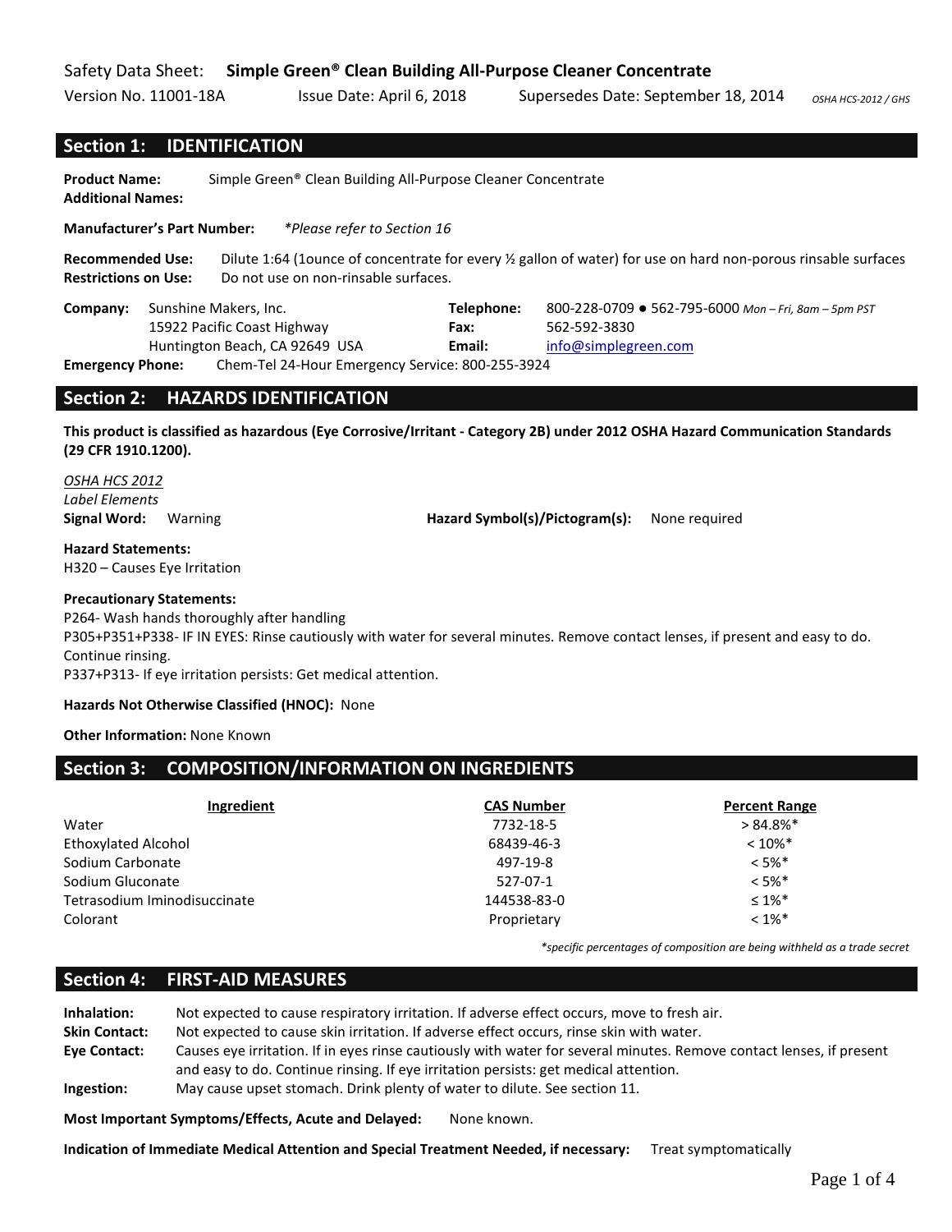Safety Data Sheet: **Simple Green® Clean Building All-Purpose Cleaner Concentrate**

Version No. 11001-18A Issue Date: April 6, 2018 Supersedes Date: September 18, 2014 *OSHA HCS-2012 / GHS*

## Section 1: IDENTIFICATION

**Product Name:** Simple Green® Clean Building All-Purpose Cleaner Concentrate
**Additional Names:**

**Manufacturer's Part Number:** *\*Please refer to Section 16*

**Recommended Use:** Dilute 1:64 (1ounce of concentrate for every ½ gallon of water) for use on hard non-porous rinsable surfaces
**Restrictions on Use:** Do not use on non-rinsable surfaces.

**Company:** Sunshine Makers, Inc.
15922 Pacific Coast Highway
Huntington Beach, CA 92649 USA

**Telephone:** 800-228-0709 ● 562-795-6000 *Mon – Fri, 8am – 5pm PST*
**Fax:** 562-592-3830
**Email:** info@simplegreen.com

**Emergency Phone:** Chem-Tel 24-Hour Emergency Service: 800-255-3924

## Section 2: HAZARDS IDENTIFICATION

**This product is classified as hazardous (Eye Corrosive/Irritant - Category 2B) under 2012 OSHA Hazard Communication Standards (29 CFR 1910.1200).**

*OSHA HCS 2012*
*Label Elements*
**Signal Word:** Warning **Hazard Symbol(s)/Pictogram(s):** None required

**Hazard Statements:**
H320 – Causes Eye Irritation

**Precautionary Statements:**
P264- Wash hands thoroughly after handling
P305+P351+P338- IF IN EYES: Rinse cautiously with water for several minutes. Remove contact lenses, if present and easy to do. Continue rinsing.
P337+P313- If eye irritation persists: Get medical attention.

**Hazards Not Otherwise Classified (HNOC):** None

**Other Information:** None Known

## Section 3: COMPOSITION/INFORMATION ON INGREDIENTS

| Ingredient | CAS Number | Percent Range |
|---|---|---|
| Water | 7732-18-5 | > 84.8%* |
| Ethoxylated Alcohol | 68439-46-3 | < 10%* |
| Sodium Carbonate | 497-19-8 | < 5%* |
| Sodium Gluconate | 527-07-1 | < 5%* |
| Tetrasodium Iminodisuccinate | 144538-83-0 | ≤ 1%* |
| Colorant | Proprietary | < 1%* |

*\*specific percentages of composition are being withheld as a trade secret*

## Section 4: FIRST-AID MEASURES

**Inhalation:** Not expected to cause respiratory irritation. If adverse effect occurs, move to fresh air.
**Skin Contact:** Not expected to cause skin irritation. If adverse effect occurs, rinse skin with water.
**Eye Contact:** Causes eye irritation. If in eyes rinse cautiously with water for several minutes. Remove contact lenses, if present and easy to do. Continue rinsing. If eye irritation persists: get medical attention.
**Ingestion:** May cause upset stomach. Drink plenty of water to dilute. See section 11.

**Most Important Symptoms/Effects, Acute and Delayed:** None known.

**Indication of Immediate Medical Attention and Special Treatment Needed, if necessary:** Treat symptomatically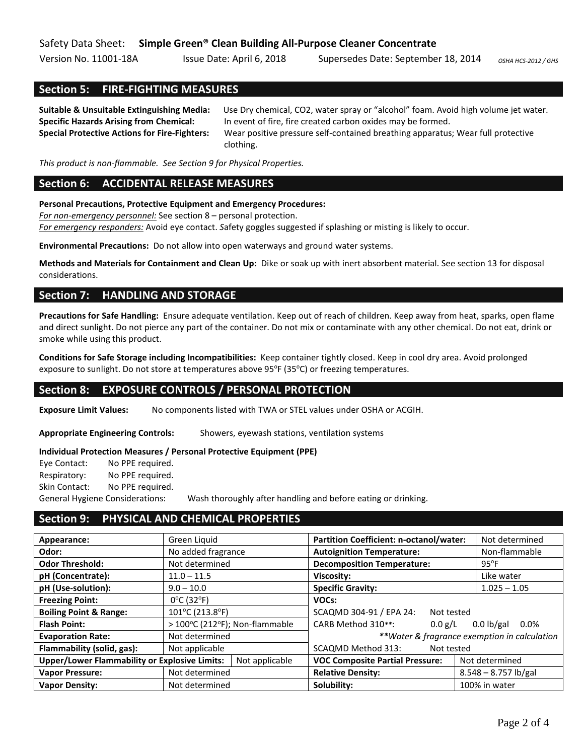## Section 5: FIRE-FIGHTING MEASURES

**Suitable & Unsuitable Extinguishing Media:** Use Dry chemical, $CO_2$, water spray or "alcohol" foam. Avoid high volume jet water.
**Specific Hazards Arising from Chemical:** In event of fire, fire created carbon oxides may be formed.
**Special Protective Actions for Fire-Fighters:** Wear positive pressure self-contained breathing apparatus; Wear full protective clothing.

*This product is non-flammable. See Section 9 for Physical Properties.*

## Section 6: ACCIDENTAL RELEASE MEASURES

**Personal Precautions, Protective Equipment and Emergency Procedures:**
*For non-emergency personnel:* See section 8 – personal protection.
*For emergency responders:* Avoid eye contact. Safety goggles suggested if splashing or misting is likely to occur.

**Environmental Precautions:** Do not allow into open waterways and ground water systems.

**Methods and Materials for Containment and Clean Up:** Dike or soak up with inert absorbent material. See section 13 for disposal considerations.

## Section 7: HANDLING AND STORAGE

**Precautions for Safe Handling:** Ensure adequate ventilation. Keep out of reach of children. Keep away from heat, sparks, open flame and direct sunlight. Do not pierce any part of the container. Do not mix or contaminate with any other chemical. Do not eat, drink or smoke while using this product.

**Conditions for Safe Storage including Incompatibilities:** Keep container tightly closed. Keep in cool dry area. Avoid prolonged exposure to sunlight. Do not store at temperatures above 95°F (35°C) or freezing temperatures.

## Section 8: EXPOSURE CONTROLS / PERSONAL PROTECTION

**Exposure Limit Values:** No components listed with TWA or STEL values under OSHA or ACGIH.

**Appropriate Engineering Controls:** Showers, eyewash stations, ventilation systems

**Individual Protection Measures / Personal Protective Equipment (PPE)**

Eye Contact: No PPE required.
Respiratory: No PPE required.
Skin Contact: No PPE required.
General Hygiene Considerations: Wash thoroughly after handling and before eating or drinking.

## Section 9: PHYSICAL AND CHEMICAL PROPERTIES

| | | | |
|---|---|---|---|
| **Appearance:** | Green Liquid | **Partition Coefficient: n-octanol/water:** | Not determined |
| **Odor:** | No added fragrance | **Autoignition Temperature:** | Non-flammable |
| **Odor Threshold:** | Not determined | **Decomposition Temperature:** | 95°F |
| **pH (Concentrate):** | 11.0 – 11.5 | **Viscosity:** | Like water |
| **pH (Use-solution):** | 9.0 – 10.0 | **Specific Gravity:** | 1.025 – 1.05 |
| **Freezing Point:** | 0°C (32°F) | **VOCs:** | |
| **Boiling Point & Range:** | 101°C (213.8°F) | SCAQMD 304-91 / EPA 24: Not tested | |
| **Flash Point:** | > 100°C (212°F); Non-flammable | CARB Method 310**: 0.0 g/L 0.0 lb/gal 0.0% | |
| **Evaporation Rate:** | Not determined | ***Water & fragrance exemption in calculation* | |
| **Flammability (solid, gas):** | Not applicable | SCAQMD Method 313: Not tested | |
| **Upper/Lower Flammability or Explosive Limits:** | Not applicable | **VOC Composite Partial Pressure:** | Not determined |
| **Vapor Pressure:** | Not determined | **Relative Density:** | 8.548 – 8.757 lb/gal |
| **Vapor Density:** | Not determined | **Solubility:** | 100% in water |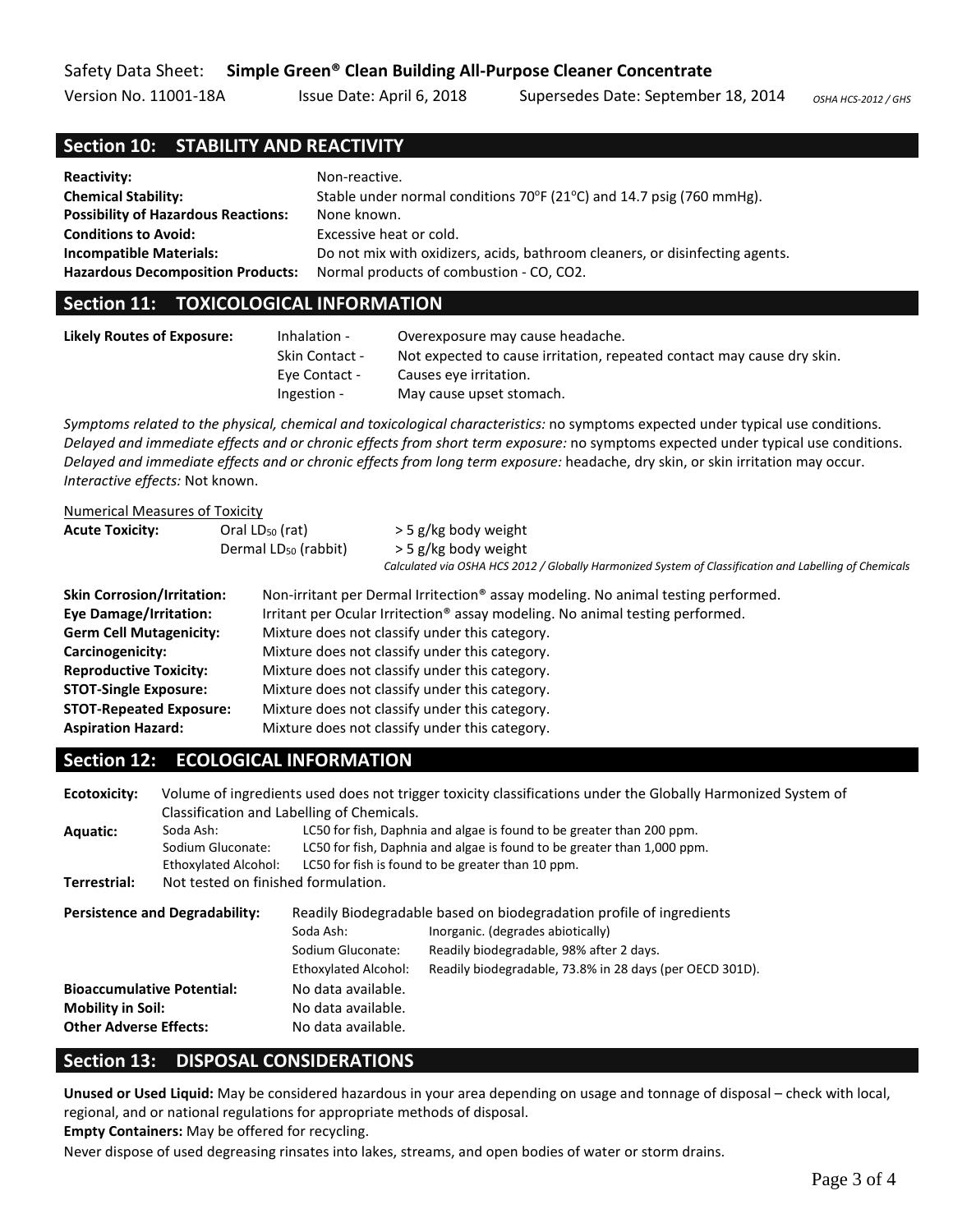## Section 10: STABILITY AND REACTIVITY

| | |
|---|---|
| **Reactivity:** | Non-reactive. |
| **Chemical Stability:** | Stable under normal conditions 70°F (21°C) and 14.7 psig (760 mmHg). |
| **Possibility of Hazardous Reactions:** | None known. |
| **Conditions to Avoid:** | Excessive heat or cold. |
| **Incompatible Materials:** | Do not mix with oxidizers, acids, bathroom cleaners, or disinfecting agents. |
| **Hazardous Decomposition Products:** | Normal products of combustion - CO, $CO_2$. |

## Section 11: TOXICOLOGICAL INFORMATION

| | | |
|---|---|---|
| **Likely Routes of Exposure:** | Inhalation - | Overexposure may cause headache. |
| | Skin Contact - | Not expected to cause irritation, repeated contact may cause dry skin. |
| | Eye Contact - | Causes eye irritation. |
| | Ingestion - | May cause upset stomach. |

*Symptoms related to the physical, chemical and toxicological characteristics:* no symptoms expected under typical use conditions.
*Delayed and immediate effects and or chronic effects from short term exposure:* no symptoms expected under typical use conditions.
*Delayed and immediate effects and or chronic effects from long term exposure:* headache, dry skin, or skin irritation may occur.
*Interactive effects:* Not known.

Numerical Measures of Toxicity

| | | |
|---|---|---|
| **Acute Toxicity:** | Oral $LD_{50}$ (rat) | > 5 g/kg body weight |
| | Dermal $LD_{50}$ (rabbit) | > 5 g/kg body weight |

*Calculated via OSHA HCS 2012 / Globally Harmonized System of Classification and Labelling of Chemicals*

| | |
|---|---|
| **Skin Corrosion/Irritation:** | Non-irritant per Dermal Irritection® assay modeling. No animal testing performed. |
| **Eye Damage/Irritation:** | Irritant per Ocular Irritection® assay modeling. No animal testing performed. |
| **Germ Cell Mutagenicity:** | Mixture does not classify under this category. |
| **Carcinogenicity:** | Mixture does not classify under this category. |
| **Reproductive Toxicity:** | Mixture does not classify under this category. |
| **STOT-Single Exposure:** | Mixture does not classify under this category. |
| **STOT-Repeated Exposure:** | Mixture does not classify under this category. |
| **Aspiration Hazard:** | Mixture does not classify under this category. |

## Section 12: ECOLOGICAL INFORMATION

**Ecotoxicity:** Volume of ingredients used does not trigger toxicity classifications under the Globally Harmonized System of Classification and Labelling of Chemicals.

| | | |
|---|---|---|
| **Aquatic:** | Soda Ash: | LC50 for fish, Daphnia and algae is found to be greater than 200 ppm. |
| | Sodium Gluconate: | LC50 for fish, Daphnia and algae is found to be greater than 1,000 ppm. |
| | Ethoxylated Alcohol: | LC50 for fish is found to be greater than 10 ppm. |

**Terrestrial:** Not tested on finished formulation.

**Persistence and Degradability:** Readily Biodegradable based on biodegradation profile of ingredients

| | |
|---|---|
| Soda Ash: | Inorganic. (degrades abiotically) |
| Sodium Gluconate: | Readily biodegradable, 98% after 2 days. |
| Ethoxylated Alcohol: | Readily biodegradable, 73.8% in 28 days (per OECD 301D). |

| | |
|---|---|
| **Bioaccumulative Potential:** | No data available. |
| **Mobility in Soil:** | No data available. |
| **Other Adverse Effects:** | No data available. |

## Section 13: DISPOSAL CONSIDERATIONS

**Unused or Used Liquid:** May be considered hazardous in your area depending on usage and tonnage of disposal – check with local, regional, and or national regulations for appropriate methods of disposal.

**Empty Containers:** May be offered for recycling.

Never dispose of used degreasing rinsates into lakes, streams, and open bodies of water or storm drains.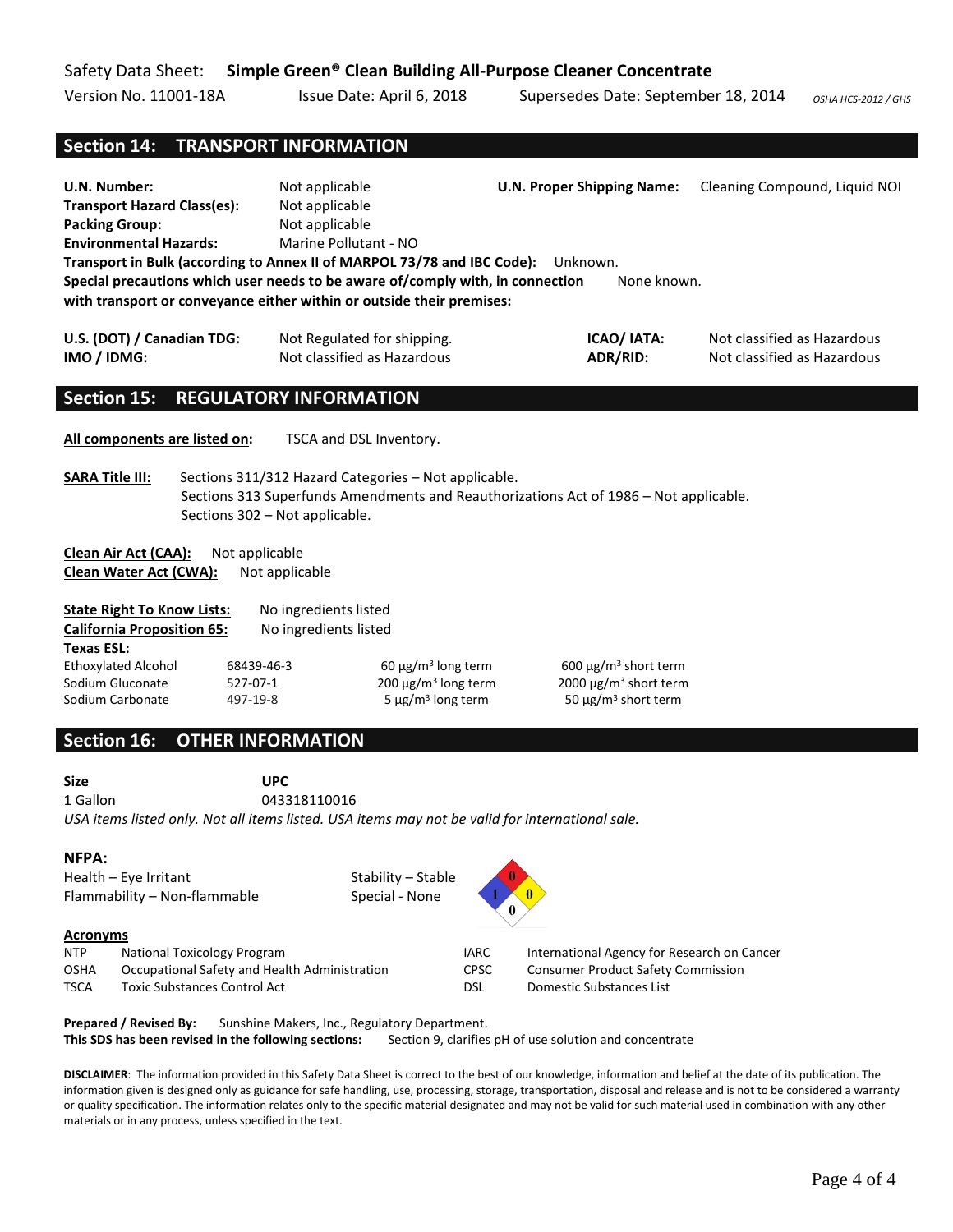## Section 14: TRANSPORT INFORMATION

**U.N. Number:** Not applicable

**U.N. Proper Shipping Name:** Cleaning Compound, Liquid NOI

**Transport Hazard Class(es):** Not applicable

**Packing Group:** Not applicable

**Environmental Hazards:** Marine Pollutant - NO

**Transport in Bulk (according to Annex II of MARPOL 73/78 and IBC Code):** Unknown.

**Special precautions which user needs to be aware of/comply with, in connection with transport or conveyance either within or outside their premises:** None known.

| | | | |
|---|---|---|---|
| **U.S. (DOT) / Canadian TDG:** | Not Regulated for shipping. | **ICAO/ IATA:** | Not classified as Hazardous |
| **IMO / IDMG:** | Not classified as Hazardous | **ADR/RID:** | Not classified as Hazardous |

## Section 15: REGULATORY INFORMATION

**All components are listed on:** TSCA and DSL Inventory.

**SARA Title III:** Sections 311/312 Hazard Categories – Not applicable.
Sections 313 Superfunds Amendments and Reauthorizations Act of 1986 – Not applicable.
Sections 302 – Not applicable.

**Clean Air Act (CAA):** Not applicable

**Clean Water Act (CWA):** Not applicable

**State Right To Know Lists:** No ingredients listed

**California Proposition 65:** No ingredients listed

**Texas ESL:**

| | | | |
|---|---|---|---|
| Ethoxylated Alcohol | 68439-46-3 | 60 µg/m³ long term | 600 µg/m³ short term |
| Sodium Gluconate | 527-07-1 | 200 µg/m³ long term | 2000 µg/m³ short term |
| Sodium Carbonate | 497-19-8 | 5 µg/m³ long term | 50 µg/m³ short term |

## Section 16: OTHER INFORMATION

| Size | UPC |
|---|---|
| 1 Gallon | 043318110016 |

*USA items listed only. Not all items listed. USA items may not be valid for international sale.*

**NFPA:**

Health – Eye Irritant
Flammability – Non-flammable
Stability – Stable
Special - None

0
1
0
0

**Acronyms**

| | | | |
|---|---|---|---|
| NTP | National Toxicology Program | IARC | International Agency for Research on Cancer |
| OSHA | Occupational Safety and Health Administration | CPSC | Consumer Product Safety Commission |
| TSCA | Toxic Substances Control Act | DSL | Domestic Substances List |

**Prepared / Revised By:** Sunshine Makers, Inc., Regulatory Department.

**This SDS has been revised in the following sections:** Section 9, clarifies pH of use solution and concentrate

**DISCLAIMER**: The information provided in this Safety Data Sheet is correct to the best of our knowledge, information and belief at the date of its publication. The information given is designed only as guidance for safe handling, use, processing, storage, transportation, disposal and release and is not to be considered a warranty or quality specification. The information relates only to the specific material designated and may not be valid for such material used in combination with any other materials or in any process, unless specified in the text.